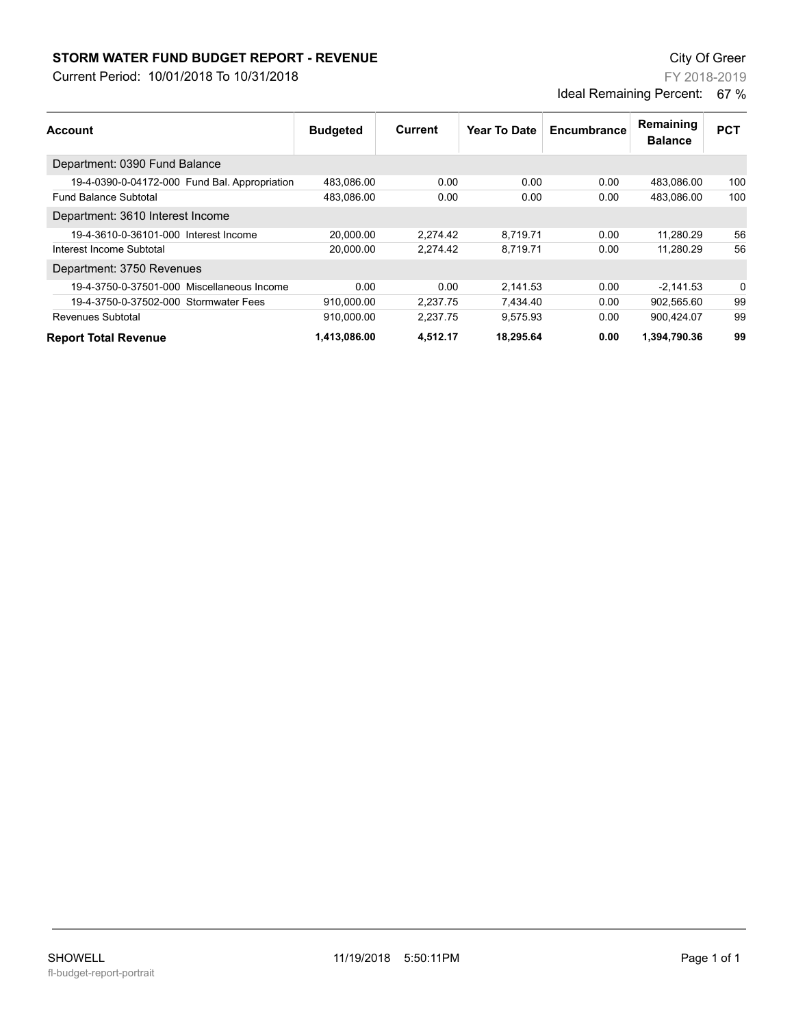# STORM WATER FUND BUDGET REPORT - REVENUE

Current Period: 10/01/2018 To 10/31/2018

City Of Greer

FY 2018-2019

Ideal Remaining Percent: 67 %

| Account | Budgeted | Current | Year To Date | Encumbrance | Remaining Balance | PCT |
|---|---|---|---|---|---|---|
| Department: 0390 Fund Balance | | | | | | |
| 19-4-0390-0-04172-000 Fund Bal. Appropriation | 483,086.00 | 0.00 | 0.00 | 0.00 | 483,086.00 | 100 |
| Fund Balance Subtotal | 483,086.00 | 0.00 | 0.00 | 0.00 | 483,086.00 | 100 |
| Department: 3610 Interest Income | | | | | | |
| 19-4-3610-0-36101-000 Interest Income | 20,000.00 | 2,274.42 | 8,719.71 | 0.00 | 11,280.29 | 56 |
| Interest Income Subtotal | 20,000.00 | 2,274.42 | 8,719.71 | 0.00 | 11,280.29 | 56 |
| Department: 3750 Revenues | | | | | | |
| 19-4-3750-0-37501-000 Miscellaneous Income | 0.00 | 0.00 | 2,141.53 | 0.00 | -2,141.53 | 0 |
| 19-4-3750-0-37502-000 Stormwater Fees | 910,000.00 | 2,237.75 | 7,434.40 | 0.00 | 902,565.60 | 99 |
| Revenues Subtotal | 910,000.00 | 2,237.75 | 9,575.93 | 0.00 | 900,424.07 | 99 |
| **Report Total Revenue** | **1,413,086.00** | **4,512.17** | **18,295.64** | **0.00** | **1,394,790.36** | **99** |

SHOWELL 11/19/2018 5:50:11PM

fl-budget-report-portrait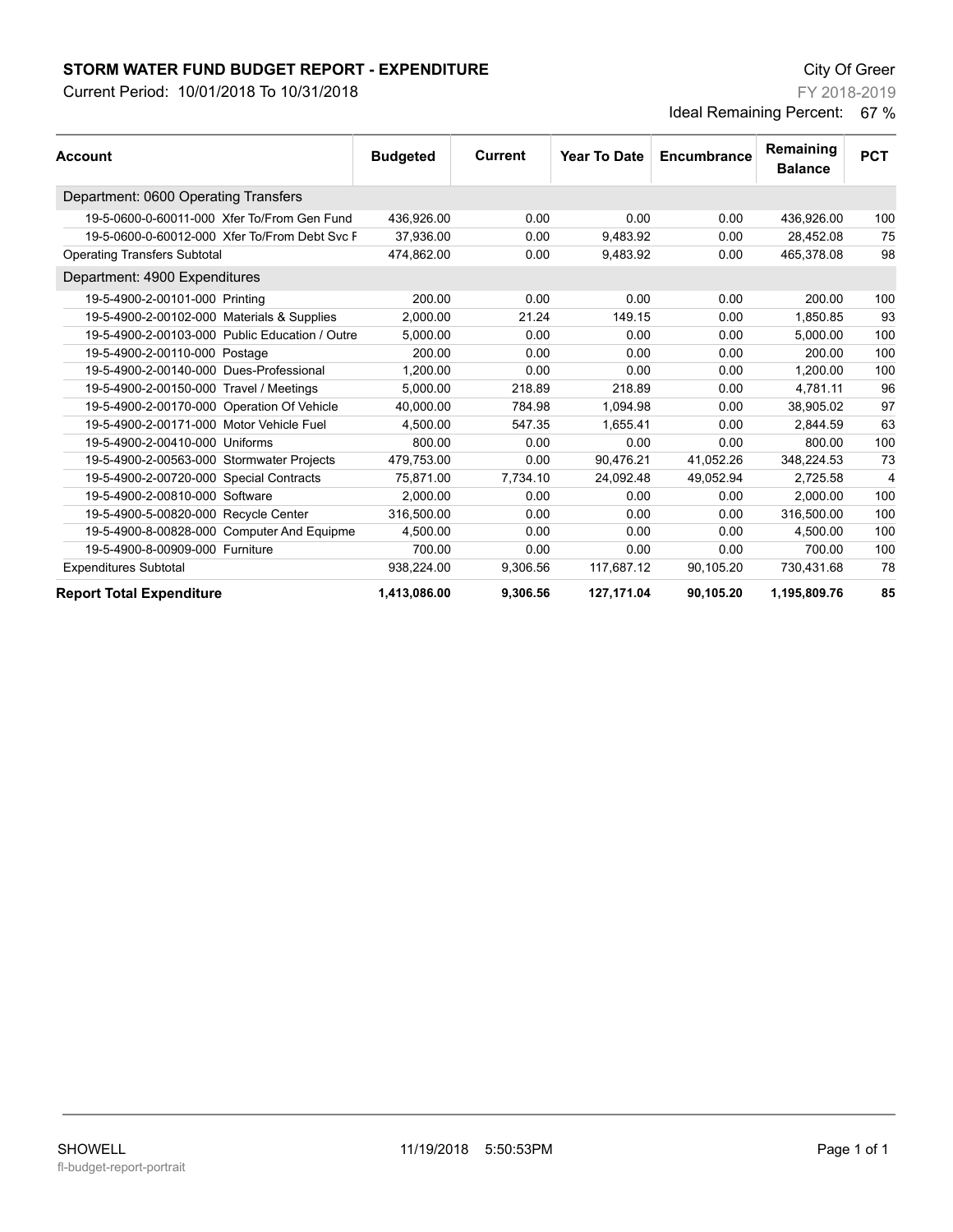# STORM WATER FUND BUDGET REPORT - EXPENDITURE

City Of Greer

Current Period: 10/01/2018 To 10/31/2018

FY 2018-2019

Ideal Remaining Percent: 67 %

| Account | Budgeted | Current | Year To Date | Encumbrance | Remaining Balance | PCT |
|---|---|---|---|---|---|---|
| Department: 0600 Operating Transfers | | | | | | |
| 19-5-0600-0-60011-000 Xfer To/From Gen Fund | 436,926.00 | 0.00 | 0.00 | 0.00 | 436,926.00 | 100 |
| 19-5-0600-0-60012-000 Xfer To/From Debt Svc F | 37,936.00 | 0.00 | 9,483.92 | 0.00 | 28,452.08 | 75 |
| Operating Transfers Subtotal | 474,862.00 | 0.00 | 9,483.92 | 0.00 | 465,378.08 | 98 |
| Department: 4900 Expenditures | | | | | | |
| 19-5-4900-2-00101-000 Printing | 200.00 | 0.00 | 0.00 | 0.00 | 200.00 | 100 |
| 19-5-4900-2-00102-000 Materials & Supplies | 2,000.00 | 21.24 | 149.15 | 0.00 | 1,850.85 | 93 |
| 19-5-4900-2-00103-000 Public Education / Outre | 5,000.00 | 0.00 | 0.00 | 0.00 | 5,000.00 | 100 |
| 19-5-4900-2-00110-000 Postage | 200.00 | 0.00 | 0.00 | 0.00 | 200.00 | 100 |
| 19-5-4900-2-00140-000 Dues-Professional | 1,200.00 | 0.00 | 0.00 | 0.00 | 1,200.00 | 100 |
| 19-5-4900-2-00150-000 Travel / Meetings | 5,000.00 | 218.89 | 218.89 | 0.00 | 4,781.11 | 96 |
| 19-5-4900-2-00170-000 Operation Of Vehicle | 40,000.00 | 784.98 | 1,094.98 | 0.00 | 38,905.02 | 97 |
| 19-5-4900-2-00171-000 Motor Vehicle Fuel | 4,500.00 | 547.35 | 1,655.41 | 0.00 | 2,844.59 | 63 |
| 19-5-4900-2-00410-000 Uniforms | 800.00 | 0.00 | 0.00 | 0.00 | 800.00 | 100 |
| 19-5-4900-2-00563-000 Stormwater Projects | 479,753.00 | 0.00 | 90,476.21 | 41,052.26 | 348,224.53 | 73 |
| 19-5-4900-2-00720-000 Special Contracts | 75,871.00 | 7,734.10 | 24,092.48 | 49,052.94 | 2,725.58 | 4 |
| 19-5-4900-2-00810-000 Software | 2,000.00 | 0.00 | 0.00 | 0.00 | 2,000.00 | 100 |
| 19-5-4900-5-00820-000 Recycle Center | 316,500.00 | 0.00 | 0.00 | 0.00 | 316,500.00 | 100 |
| 19-5-4900-8-00828-000 Computer And Equipme | 4,500.00 | 0.00 | 0.00 | 0.00 | 4,500.00 | 100 |
| 19-5-4900-8-00909-000 Furniture | 700.00 | 0.00 | 0.00 | 0.00 | 700.00 | 100 |
| Expenditures Subtotal | 938,224.00 | 9,306.56 | 117,687.12 | 90,105.20 | 730,431.68 | 78 |
| **Report Total Expenditure** | **1,413,086.00** | **9,306.56** | **127,171.04** | **90,105.20** | **1,195,809.76** | **85** |

SHOWELL 11/19/2018 5:50:53PM

fl-budget-report-portrait